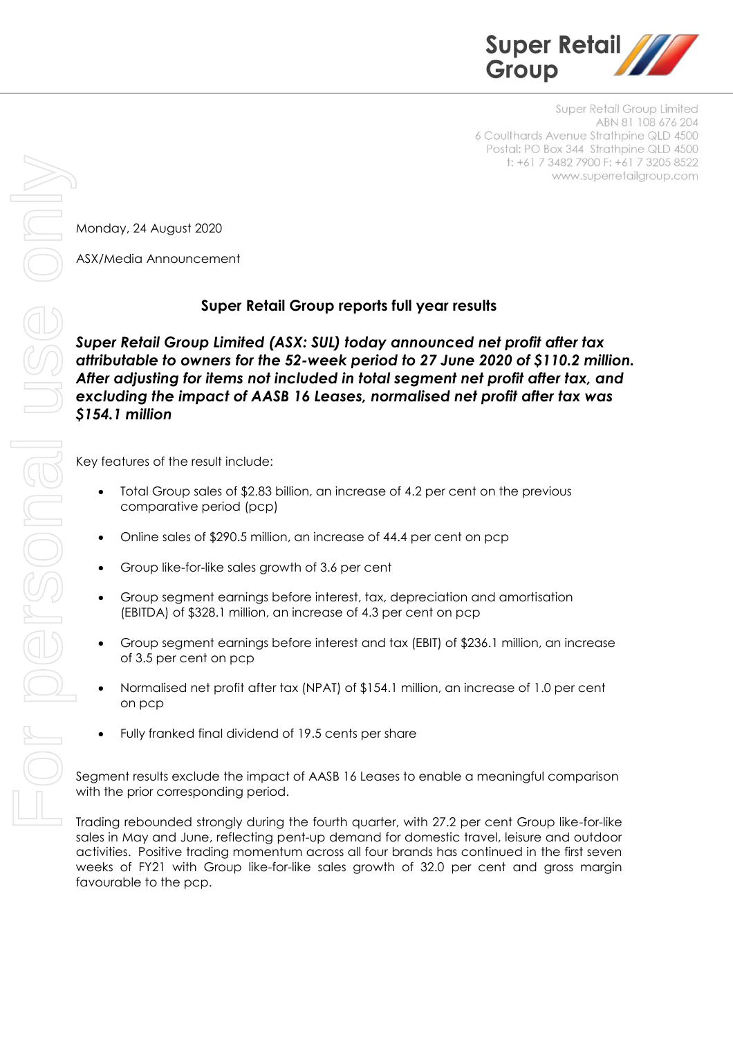Super Retail Group

Super Retail Group Limited
ABN 81 108 676 204
6 Coulthards Avenue Strathpine QLD 4500
Postal: PO Box 344 Strathpine QLD 4500
t: +61 7 3482 7900 F: +61 7 3205 8522
www.superretailgroup.com

Monday, 24 August 2020

ASX/Media Announcement

## Super Retail Group reports full year results

***Super Retail Group Limited (ASX: SUL) today announced net profit after tax attributable to owners for the 52-week period to 27 June 2020 of $110.2 million. After adjusting for items not included in total segment net profit after tax, and excluding the impact of AASB 16 Leases, normalised net profit after tax was $154.1 million***

Key features of the result include:

- Total Group sales of $2.83 billion, an increase of 4.2 per cent on the previous comparative period (pcp)
- Online sales of $290.5 million, an increase of 44.4 per cent on pcp
- Group like-for-like sales growth of 3.6 per cent
- Group segment earnings before interest, tax, depreciation and amortisation (EBITDA) of $328.1 million, an increase of 4.3 per cent on pcp
- Group segment earnings before interest and tax (EBIT) of $236.1 million, an increase of 3.5 per cent on pcp
- Normalised net profit after tax (NPAT) of $154.1 million, an increase of 1.0 per cent on pcp
- Fully franked final dividend of 19.5 cents per share

Segment results exclude the impact of AASB 16 Leases to enable a meaningful comparison with the prior corresponding period.

Trading rebounded strongly during the fourth quarter, with 27.2 per cent Group like-for-like sales in May and June, reflecting pent-up demand for domestic travel, leisure and outdoor activities. Positive trading momentum across all four brands has continued in the first seven weeks of FY21 with Group like-for-like sales growth of 32.0 per cent and gross margin favourable to the pcp.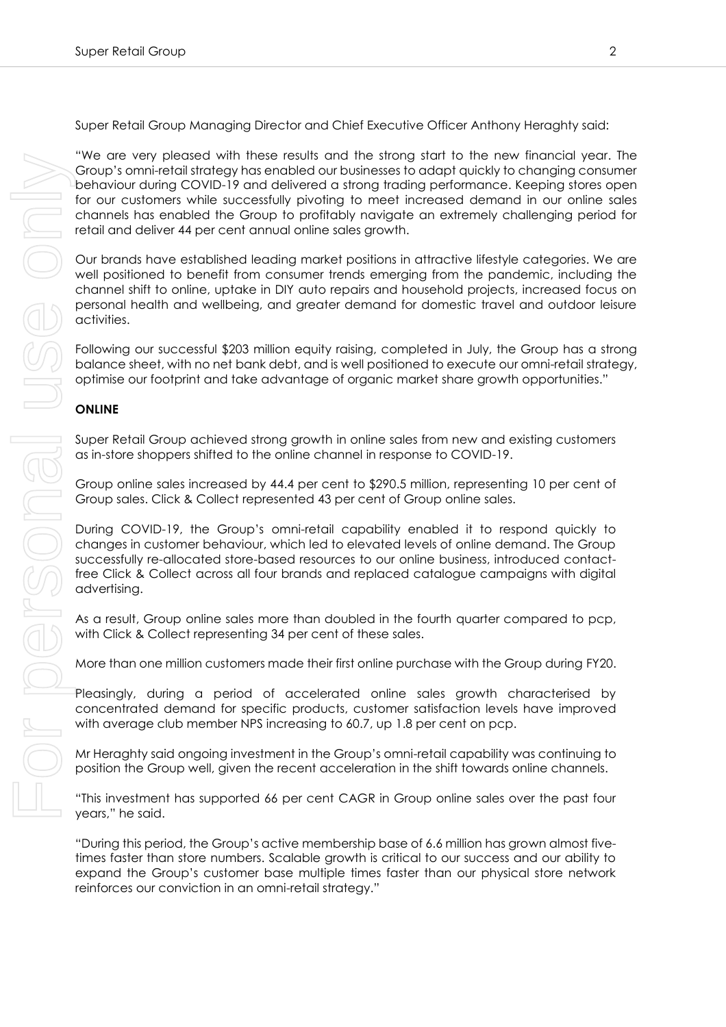Super Retail Group Managing Director and Chief Executive Officer Anthony Heraghty said:

"We are very pleased with these results and the strong start to the new financial year. The Group's omni-retail strategy has enabled our businesses to adapt quickly to changing consumer behaviour during COVID-19 and delivered a strong trading performance. Keeping stores open for our customers while successfully pivoting to meet increased demand in our online sales channels has enabled the Group to profitably navigate an extremely challenging period for retail and deliver 44 per cent annual online sales growth.

Our brands have established leading market positions in attractive lifestyle categories. We are well positioned to benefit from consumer trends emerging from the pandemic, including the channel shift to online, uptake in DIY auto repairs and household projects, increased focus on personal health and wellbeing, and greater demand for domestic travel and outdoor leisure activities.

Following our successful $203 million equity raising, completed in July, the Group has a strong balance sheet, with no net bank debt, and is well positioned to execute our omni-retail strategy, optimise our footprint and take advantage of organic market share growth opportunities."

**ONLINE**

Super Retail Group achieved strong growth in online sales from new and existing customers as in-store shoppers shifted to the online channel in response to COVID-19.

Group online sales increased by 44.4 per cent to $290.5 million, representing 10 per cent of Group sales. Click & Collect represented 43 per cent of Group online sales.

During COVID-19, the Group's omni-retail capability enabled it to respond quickly to changes in customer behaviour, which led to elevated levels of online demand. The Group successfully re-allocated store-based resources to our online business, introduced contact-free Click & Collect across all four brands and replaced catalogue campaigns with digital advertising.

As a result, Group online sales more than doubled in the fourth quarter compared to pcp, with Click & Collect representing 34 per cent of these sales.

More than one million customers made their first online purchase with the Group during FY20.

Pleasingly, during a period of accelerated online sales growth characterised by concentrated demand for specific products, customer satisfaction levels have improved with average club member NPS increasing to 60.7, up 1.8 per cent on pcp.

Mr Heraghty said ongoing investment in the Group's omni-retail capability was continuing to position the Group well, given the recent acceleration in the shift towards online channels.

"This investment has supported 66 per cent CAGR in Group online sales over the past four years," he said.

"During this period, the Group's active membership base of 6.6 million has grown almost five-times faster than store numbers. Scalable growth is critical to our success and our ability to expand the Group's customer base multiple times faster than our physical store network reinforces our conviction in an omni-retail strategy."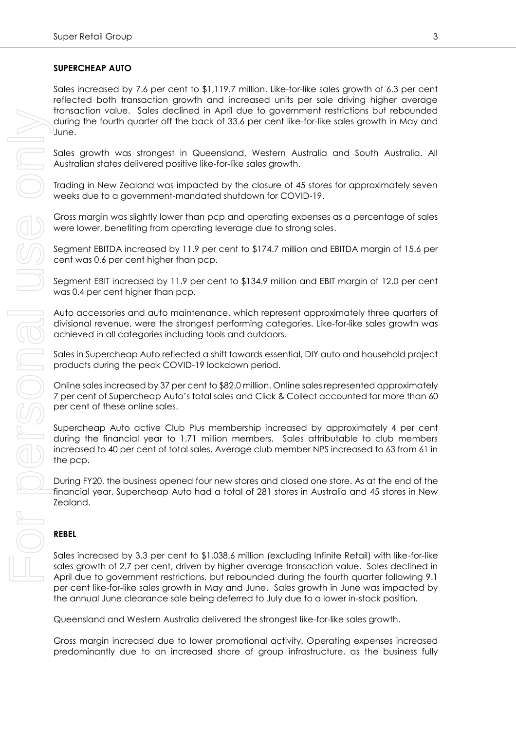## SUPERCHEAP AUTO

Sales increased by 7.6 per cent to $1,119.7 million. Like-for-like sales growth of 6.3 per cent reflected both transaction growth and increased units per sale driving higher average transaction value. Sales declined in April due to government restrictions but rebounded during the fourth quarter off the back of 33.6 per cent like-for-like sales growth in May and June.

Sales growth was strongest in Queensland, Western Australia and South Australia. All Australian states delivered positive like-for-like sales growth.

Trading in New Zealand was impacted by the closure of 45 stores for approximately seven weeks due to a government-mandated shutdown for COVID-19.

Gross margin was slightly lower than pcp and operating expenses as a percentage of sales were lower, benefiting from operating leverage due to strong sales.

Segment EBITDA increased by 11.9 per cent to $174.7 million and EBITDA margin of 15.6 per cent was 0.6 per cent higher than pcp.

Segment EBIT increased by 11.9 per cent to $134.9 million and EBIT margin of 12.0 per cent was 0.4 per cent higher than pcp.

Auto accessories and auto maintenance, which represent approximately three quarters of divisional revenue, were the strongest performing categories. Like-for-like sales growth was achieved in all categories including tools and outdoors.

Sales in Supercheap Auto reflected a shift towards essential, DIY auto and household project products during the peak COVID-19 lockdown period.

Online sales increased by 37 per cent to $82.0 million. Online sales represented approximately 7 per cent of Supercheap Auto's total sales and Click & Collect accounted for more than 60 per cent of these online sales.

Supercheap Auto active Club Plus membership increased by approximately 4 per cent during the financial year to 1.71 million members. Sales attributable to club members increased to 40 per cent of total sales. Average club member NPS increased to 63 from 61 in the pcp.

During FY20, the business opened four new stores and closed one store. As at the end of the financial year, Supercheap Auto had a total of 281 stores in Australia and 45 stores in New Zealand.

## REBEL

Sales increased by 3.3 per cent to $1,038.6 million (excluding Infinite Retail) with like-for-like sales growth of 2.7 per cent, driven by higher average transaction value. Sales declined in April due to government restrictions, but rebounded during the fourth quarter following 9.1 per cent like-for-like sales growth in May and June. Sales growth in June was impacted by the annual June clearance sale being deferred to July due to a lower in-stock position.

Queensland and Western Australia delivered the strongest like-for-like sales growth.

Gross margin increased due to lower promotional activity. Operating expenses increased predominantly due to an increased share of group infrastructure, as the business fully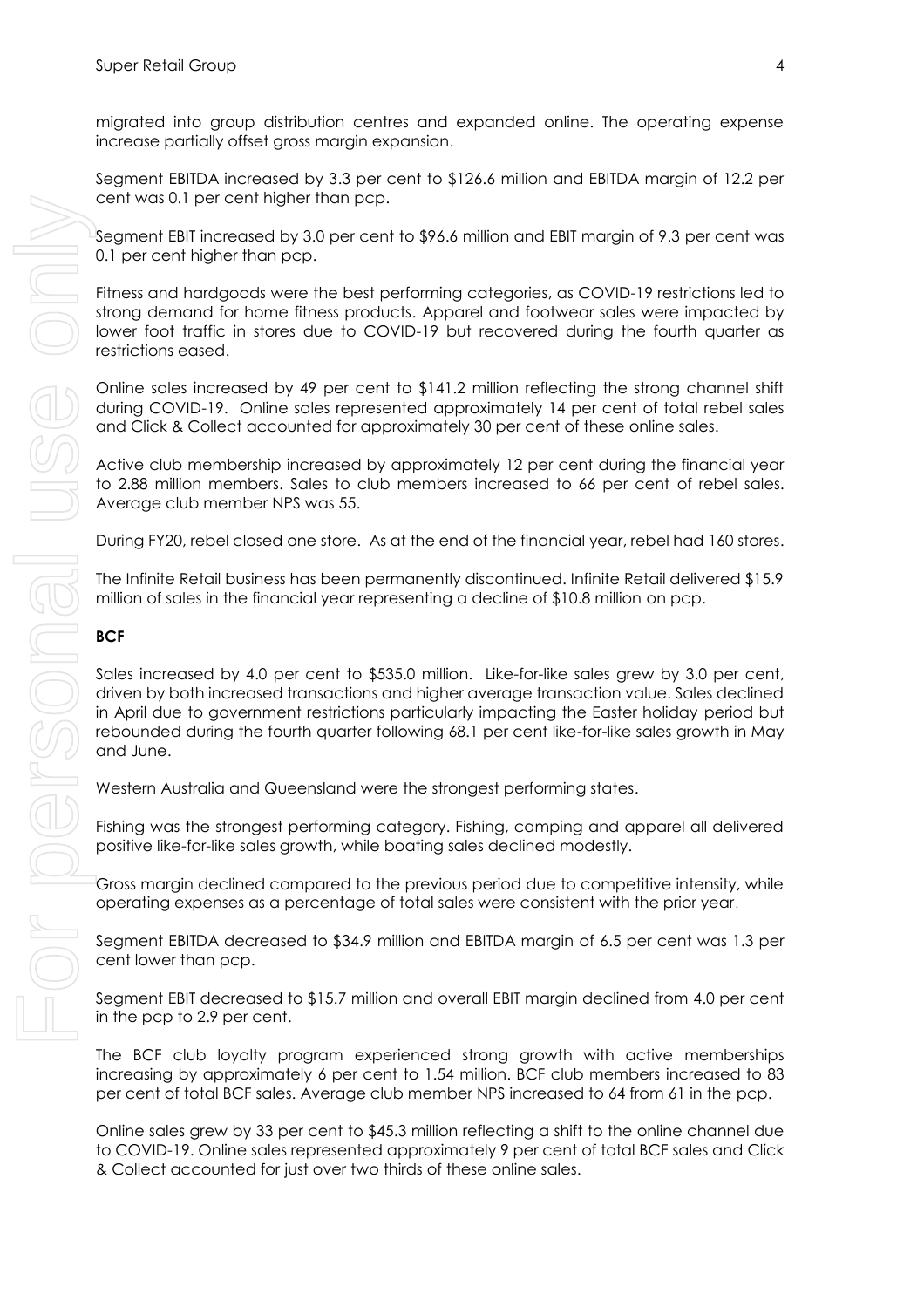migrated into group distribution centres and expanded online. The operating expense increase partially offset gross margin expansion.

Segment EBITDA increased by 3.3 per cent to $126.6 million and EBITDA margin of 12.2 per cent was 0.1 per cent higher than pcp.

Segment EBIT increased by 3.0 per cent to $96.6 million and EBIT margin of 9.3 per cent was 0.1 per cent higher than pcp.

Fitness and hardgoods were the best performing categories, as COVID-19 restrictions led to strong demand for home fitness products. Apparel and footwear sales were impacted by lower foot traffic in stores due to COVID-19 but recovered during the fourth quarter as restrictions eased.

Online sales increased by 49 per cent to $141.2 million reflecting the strong channel shift during COVID-19. Online sales represented approximately 14 per cent of total rebel sales and Click & Collect accounted for approximately 30 per cent of these online sales.

Active club membership increased by approximately 12 per cent during the financial year to 2.88 million members. Sales to club members increased to 66 per cent of rebel sales. Average club member NPS was 55.

During FY20, rebel closed one store. As at the end of the financial year, rebel had 160 stores.

The Infinite Retail business has been permanently discontinued. Infinite Retail delivered $15.9 million of sales in the financial year representing a decline of $10.8 million on pcp.

**BCF**

Sales increased by 4.0 per cent to $535.0 million. Like-for-like sales grew by 3.0 per cent, driven by both increased transactions and higher average transaction value. Sales declined in April due to government restrictions particularly impacting the Easter holiday period but rebounded during the fourth quarter following 68.1 per cent like-for-like sales growth in May and June.

Western Australia and Queensland were the strongest performing states.

Fishing was the strongest performing category. Fishing, camping and apparel all delivered positive like-for-like sales growth, while boating sales declined modestly.

Gross margin declined compared to the previous period due to competitive intensity, while operating expenses as a percentage of total sales were consistent with the prior year.

Segment EBITDA decreased to $34.9 million and EBITDA margin of 6.5 per cent was 1.3 per cent lower than pcp.

Segment EBIT decreased to $15.7 million and overall EBIT margin declined from 4.0 per cent in the pcp to 2.9 per cent.

The BCF club loyalty program experienced strong growth with active memberships increasing by approximately 6 per cent to 1.54 million. BCF club members increased to 83 per cent of total BCF sales. Average club member NPS increased to 64 from 61 in the pcp.

Online sales grew by 33 per cent to $45.3 million reflecting a shift to the online channel due to COVID-19. Online sales represented approximately 9 per cent of total BCF sales and Click & Collect accounted for just over two thirds of these online sales.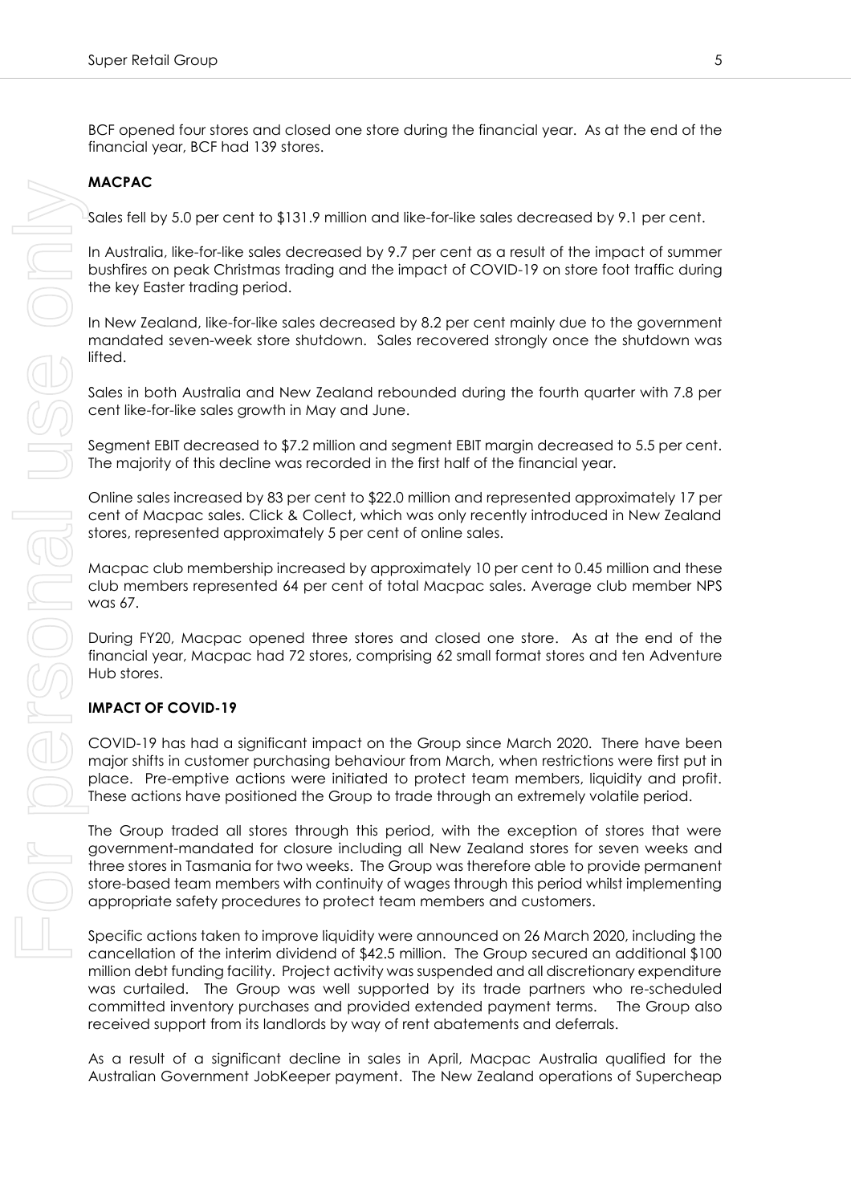BCF opened four stores and closed one store during the financial year. As at the end of the financial year, BCF had 139 stores.

**MACPAC**

Sales fell by 5.0 per cent to $131.9 million and like-for-like sales decreased by 9.1 per cent.

In Australia, like-for-like sales decreased by 9.7 per cent as a result of the impact of summer bushfires on peak Christmas trading and the impact of COVID-19 on store foot traffic during the key Easter trading period.

In New Zealand, like-for-like sales decreased by 8.2 per cent mainly due to the government mandated seven-week store shutdown. Sales recovered strongly once the shutdown was lifted.

Sales in both Australia and New Zealand rebounded during the fourth quarter with 7.8 per cent like-for-like sales growth in May and June.

Segment EBIT decreased to $7.2 million and segment EBIT margin decreased to 5.5 per cent. The majority of this decline was recorded in the first half of the financial year.

Online sales increased by 83 per cent to $22.0 million and represented approximately 17 per cent of Macpac sales. Click & Collect, which was only recently introduced in New Zealand stores, represented approximately 5 per cent of online sales.

Macpac club membership increased by approximately 10 per cent to 0.45 million and these club members represented 64 per cent of total Macpac sales. Average club member NPS was 67.

During FY20, Macpac opened three stores and closed one store. As at the end of the financial year, Macpac had 72 stores, comprising 62 small format stores and ten Adventure Hub stores.

**IMPACT OF COVID-19**

COVID-19 has had a significant impact on the Group since March 2020. There have been major shifts in customer purchasing behaviour from March, when restrictions were first put in place. Pre-emptive actions were initiated to protect team members, liquidity and profit. These actions have positioned the Group to trade through an extremely volatile period.

The Group traded all stores through this period, with the exception of stores that were government-mandated for closure including all New Zealand stores for seven weeks and three stores in Tasmania for two weeks. The Group was therefore able to provide permanent store-based team members with continuity of wages through this period whilst implementing appropriate safety procedures to protect team members and customers.

Specific actions taken to improve liquidity were announced on 26 March 2020, including the cancellation of the interim dividend of $42.5 million. The Group secured an additional $100 million debt funding facility. Project activity was suspended and all discretionary expenditure was curtailed. The Group was well supported by its trade partners who re-scheduled committed inventory purchases and provided extended payment terms. The Group also received support from its landlords by way of rent abatements and deferrals.

As a result of a significant decline in sales in April, Macpac Australia qualified for the Australian Government JobKeeper payment. The New Zealand operations of Supercheap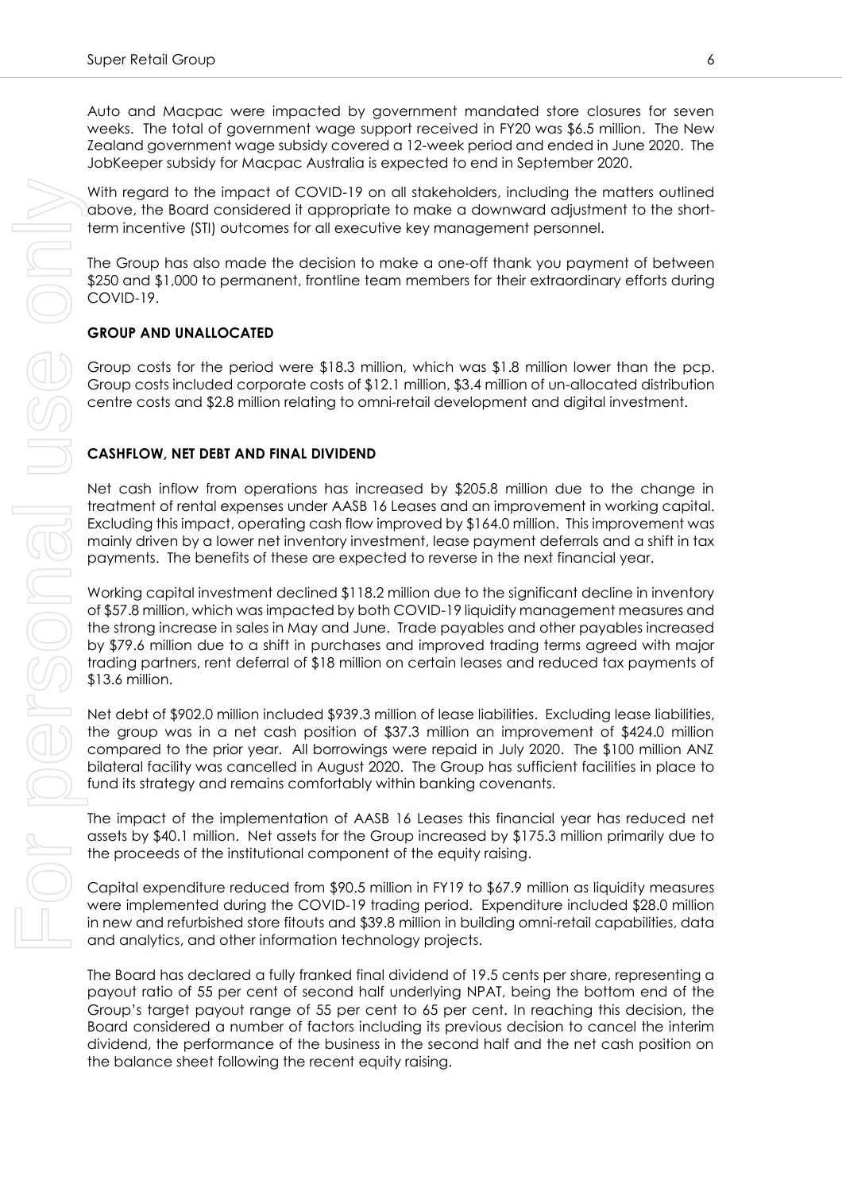Auto and Macpac were impacted by government mandated store closures for seven weeks. The total of government wage support received in FY20 was $6.5 million. The New Zealand government wage subsidy covered a 12-week period and ended in June 2020. The JobKeeper subsidy for Macpac Australia is expected to end in September 2020.

With regard to the impact of COVID-19 on all stakeholders, including the matters outlined above, the Board considered it appropriate to make a downward adjustment to the short-term incentive (STI) outcomes for all executive key management personnel.

The Group has also made the decision to make a one-off thank you payment of between $250 and $1,000 to permanent, frontline team members for their extraordinary efforts during COVID-19.

**GROUP AND UNALLOCATED**

Group costs for the period were $18.3 million, which was $1.8 million lower than the pcp. Group costs included corporate costs of $12.1 million, $3.4 million of un-allocated distribution centre costs and $2.8 million relating to omni-retail development and digital investment.

**CASHFLOW, NET DEBT AND FINAL DIVIDEND**

Net cash inflow from operations has increased by $205.8 million due to the change in treatment of rental expenses under AASB 16 Leases and an improvement in working capital. Excluding this impact, operating cash flow improved by $164.0 million. This improvement was mainly driven by a lower net inventory investment, lease payment deferrals and a shift in tax payments. The benefits of these are expected to reverse in the next financial year.

Working capital investment declined $118.2 million due to the significant decline in inventory of $57.8 million, which was impacted by both COVID-19 liquidity management measures and the strong increase in sales in May and June. Trade payables and other payables increased by $79.6 million due to a shift in purchases and improved trading terms agreed with major trading partners, rent deferral of $18 million on certain leases and reduced tax payments of $13.6 million.

Net debt of $902.0 million included $939.3 million of lease liabilities. Excluding lease liabilities, the group was in a net cash position of $37.3 million an improvement of $424.0 million compared to the prior year. All borrowings were repaid in July 2020. The $100 million ANZ bilateral facility was cancelled in August 2020. The Group has sufficient facilities in place to fund its strategy and remains comfortably within banking covenants.

The impact of the implementation of AASB 16 Leases this financial year has reduced net assets by $40.1 million. Net assets for the Group increased by $175.3 million primarily due to the proceeds of the institutional component of the equity raising.

Capital expenditure reduced from $90.5 million in FY19 to $67.9 million as liquidity measures were implemented during the COVID-19 trading period. Expenditure included $28.0 million in new and refurbished store fitouts and $39.8 million in building omni-retail capabilities, data and analytics, and other information technology projects.

The Board has declared a fully franked final dividend of 19.5 cents per share, representing a payout ratio of 55 per cent of second half underlying NPAT, being the bottom end of the Group's target payout range of 55 per cent to 65 per cent. In reaching this decision, the Board considered a number of factors including its previous decision to cancel the interim dividend, the performance of the business in the second half and the net cash position on the balance sheet following the recent equity raising.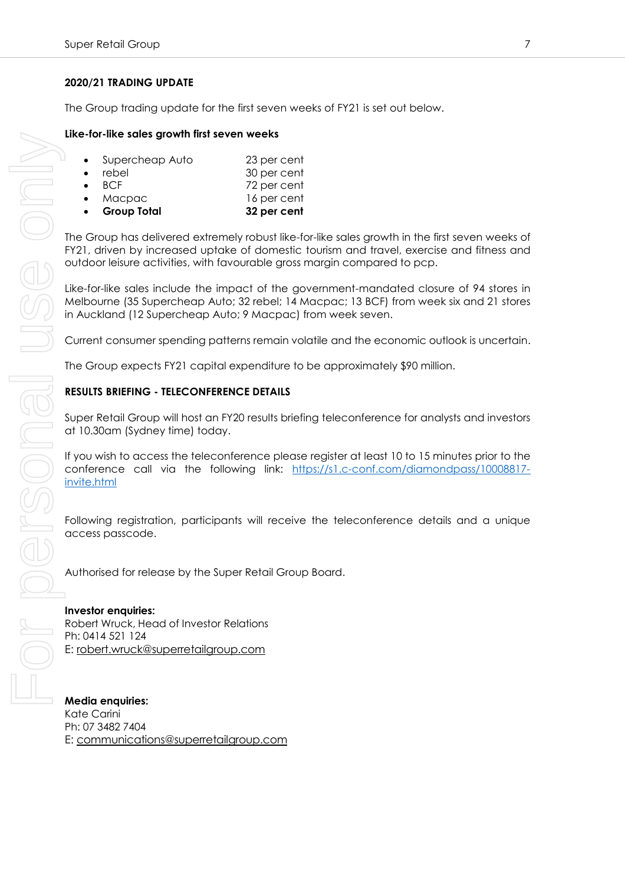## 2020/21 TRADING UPDATE

The Group trading update for the first seven weeks of FY21 is set out below.

### Like-for-like sales growth first seven weeks

- Supercheap Auto 23 per cent
- rebel 30 per cent
- BCF 72 per cent
- Macpac 16 per cent
- **Group Total** **32 per cent**

The Group has delivered extremely robust like-for-like sales growth in the first seven weeks of FY21, driven by increased uptake of domestic tourism and travel, exercise and fitness and outdoor leisure activities, with favourable gross margin compared to pcp.

Like-for-like sales include the impact of the government-mandated closure of 94 stores in Melbourne (35 Supercheap Auto; 32 rebel; 14 Macpac; 13 BCF) from week six and 21 stores in Auckland (12 Supercheap Auto; 9 Macpac) from week seven.

Current consumer spending patterns remain volatile and the economic outlook is uncertain.

The Group expects FY21 capital expenditure to be approximately $90 million.

## RESULTS BRIEFING - TELECONFERENCE DETAILS

Super Retail Group will host an FY20 results briefing teleconference for analysts and investors at 10.30am (Sydney time) today.

If you wish to access the teleconference please register at least 10 to 15 minutes prior to the conference call via the following link: https://s1.c-conf.com/diamondpass/10008817-invite.html

Following registration, participants will receive the teleconference details and a unique access passcode.

Authorised for release by the Super Retail Group Board.

**Investor enquiries:**
Robert Wruck, Head of Investor Relations
Ph: 0414 521 124
E: robert.wruck@superretailgroup.com

**Media enquiries:**
Kate Carini
Ph: 07 3482 7404
E: communications@superretailgroup.com